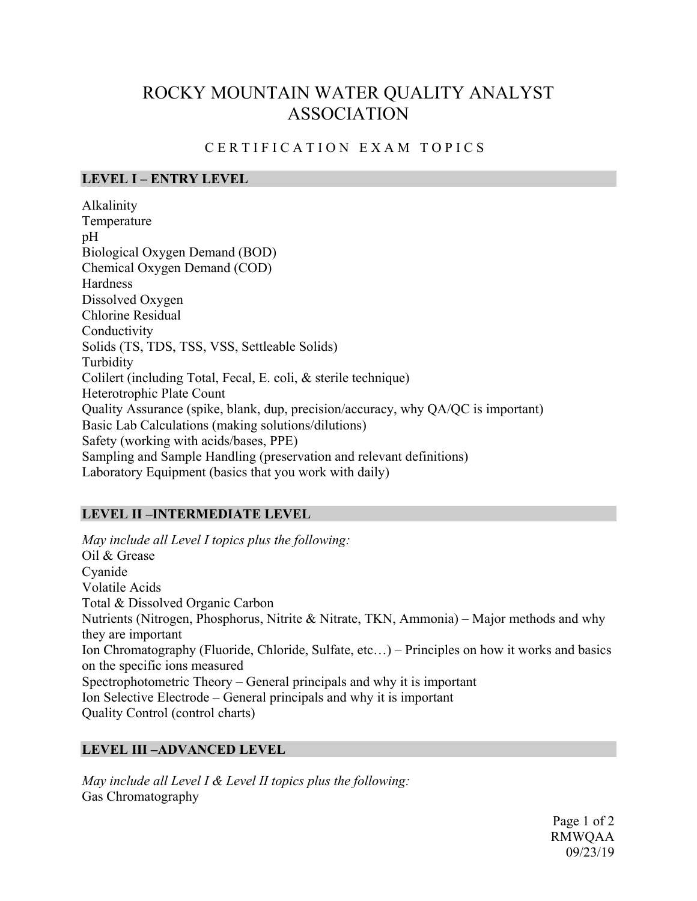# ROCKY MOUNTAIN WATER QUALITY ANALYST ASSOCIATION

## CERTIFICATION EXAM TOPICS

### LEVEL I – ENTRY LEVEL

Alkalinity
Temperature
pH
Biological Oxygen Demand (BOD)
Chemical Oxygen Demand (COD)
Hardness
Dissolved Oxygen
Chlorine Residual
Conductivity
Solids (TS, TDS, TSS, VSS, Settleable Solids)
Turbidity
Colilert (including Total, Fecal, E. coli, & sterile technique)
Heterotrophic Plate Count
Quality Assurance (spike, blank, dup, precision/accuracy, why QA/QC is important)
Basic Lab Calculations (making solutions/dilutions)
Safety (working with acids/bases, PPE)
Sampling and Sample Handling (preservation and relevant definitions)
Laboratory Equipment (basics that you work with daily)

### LEVEL II –INTERMEDIATE LEVEL

*May include all Level I topics plus the following:*
Oil & Grease
Cyanide
Volatile Acids
Total & Dissolved Organic Carbon
Nutrients (Nitrogen, Phosphorus, Nitrite & Nitrate, TKN, Ammonia) – Major methods and why they are important
Ion Chromatography (Fluoride, Chloride, Sulfate, etc…) – Principles on how it works and basics on the specific ions measured
Spectrophotometric Theory – General principals and why it is important
Ion Selective Electrode – General principals and why it is important
Quality Control (control charts)

### LEVEL III –ADVANCED LEVEL

*May include all Level I & Level II topics plus the following:*
Gas Chromatography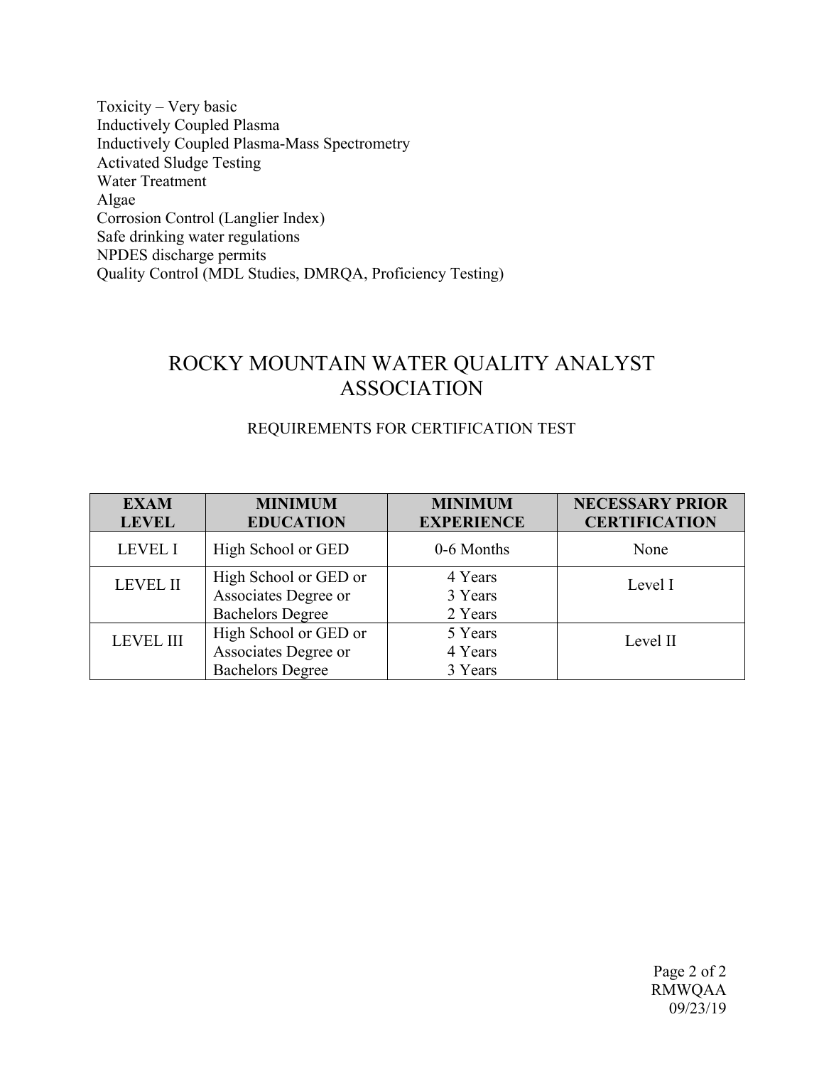Toxicity – Very basic
Inductively Coupled Plasma
Inductively Coupled Plasma-Mass Spectrometry
Activated Sludge Testing
Water Treatment
Algae
Corrosion Control (Langlier Index)
Safe drinking water regulations
NPDES discharge permits
Quality Control (MDL Studies, DMRQA, Proficiency Testing)

# ROCKY MOUNTAIN WATER QUALITY ANALYST ASSOCIATION

## REQUIREMENTS FOR CERTIFICATION TEST

| EXAM LEVEL | MINIMUM EDUCATION | MINIMUM EXPERIENCE | NECESSARY PRIOR CERTIFICATION |
|---|---|---|---|
| LEVEL I | High School or GED | 0-6 Months | None |
| LEVEL II | High School or GED or<br>Associates Degree or<br>Bachelors Degree | 4 Years<br>3 Years<br>2 Years | Level I |
| LEVEL III | High School or GED or<br>Associates Degree or<br>Bachelors Degree | 5 Years<br>4 Years<br>3 Years | Level II |

RMWQAA
09/23/19